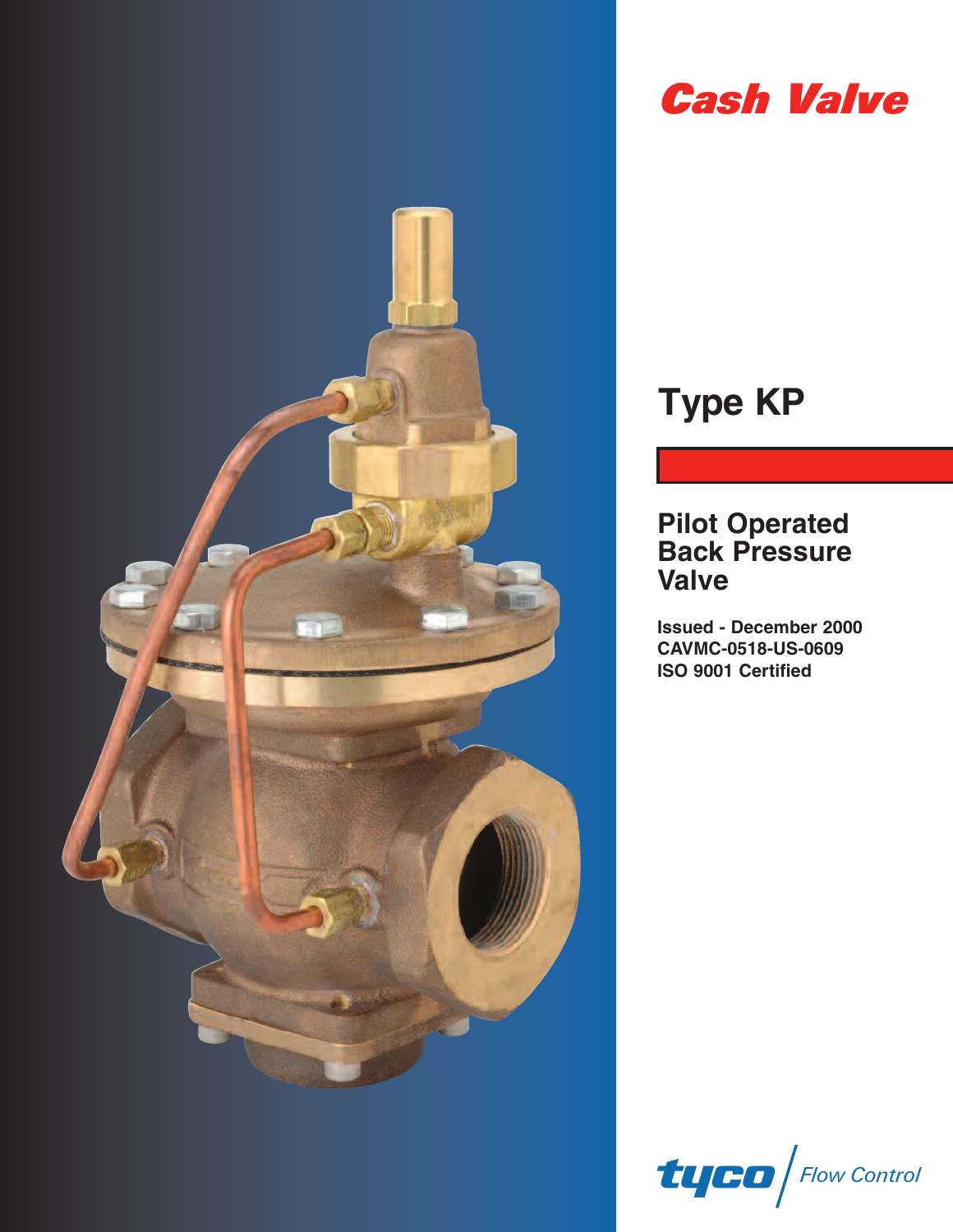# Cash Valve

## Type KP

### Pilot Operated Back Pressure Valve

**Issued - December 2000**
**CAVMC-0518-US-0609**
**ISO 9001 Certified**

tyco | Flow Control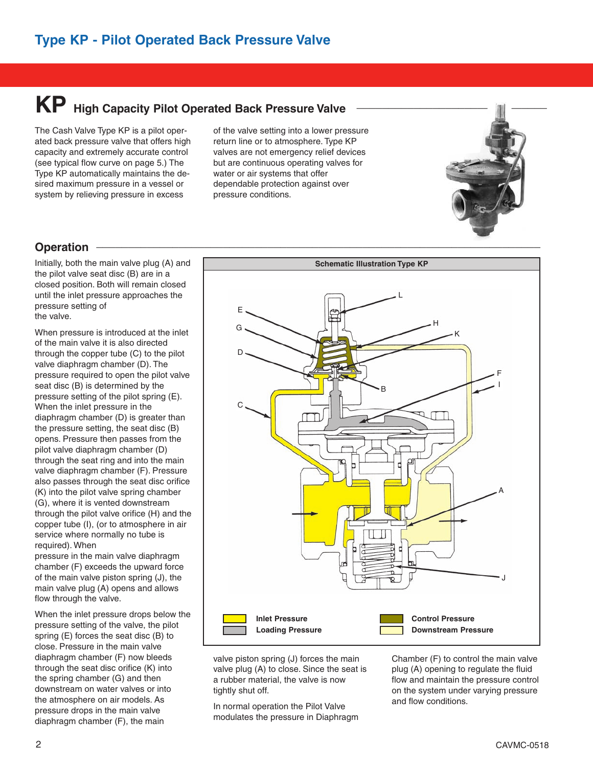# KP High Capacity Pilot Operated Back Pressure Valve

The Cash Valve Type KP is a pilot operated back pressure valve that offers high capacity and extremely accurate control (see typical flow curve on page 5.) The Type KP automatically maintains the desired maximum pressure in a vessel or system by relieving pressure in excess of the valve setting into a lower pressure return line or to atmosphere. Type KP valves are not emergency relief devices but are continuous operating valves for water or air systems that offer dependable protection against over pressure conditions.

## Operation

Initially, both the main valve plug (A) and the pilot valve seat disc (B) are in a closed position. Both will remain closed until the inlet pressure approaches the pressure setting of the valve.

When pressure is introduced at the inlet of the main valve it is also directed through the copper tube (C) to the pilot valve diaphragm chamber (D). The pressure required to open the pilot valve seat disc (B) is determined by the pressure setting of the pilot spring (E). When the inlet pressure in the diaphragm chamber (D) is greater than the pressure setting, the seat disc (B) opens. Pressure then passes from the pilot valve diaphragm chamber (D) through the seat ring and into the main valve diaphragm chamber (F). Pressure also passes through the seat disc orifice (K) into the pilot valve spring chamber (G), where it is vented downstream through the pilot valve orifice (H) and the copper tube (I), (or to atmosphere in air service where normally no tube is required). When pressure in the main valve diaphragm chamber (F) exceeds the upward force of the main valve piston spring (J), the main valve plug (A) opens and allows flow through the valve.

When the inlet pressure drops below the pressure setting of the valve, the pilot spring (E) forces the seat disc (B) to close. Pressure in the main valve diaphragm chamber (F) now bleeds through the seat disc orifice (K) into the spring chamber (G) and then downstream on water valves or into the atmosphere on air models. As pressure drops in the main valve diaphragm chamber (F), the main valve piston spring (J) forces the main valve plug (A) to close. Since the seat is a rubber material, the valve is now tightly shut off.

In normal operation the Pilot Valve modulates the pressure in Diaphragm Chamber (F) to control the main valve plug (A) opening to regulate the fluid flow and maintain the pressure control on the system under varying pressure and flow conditions.

**Schematic Illustration Type KP**

Inlet Pressure | Loading Pressure | Control Pressure | Downstream Pressure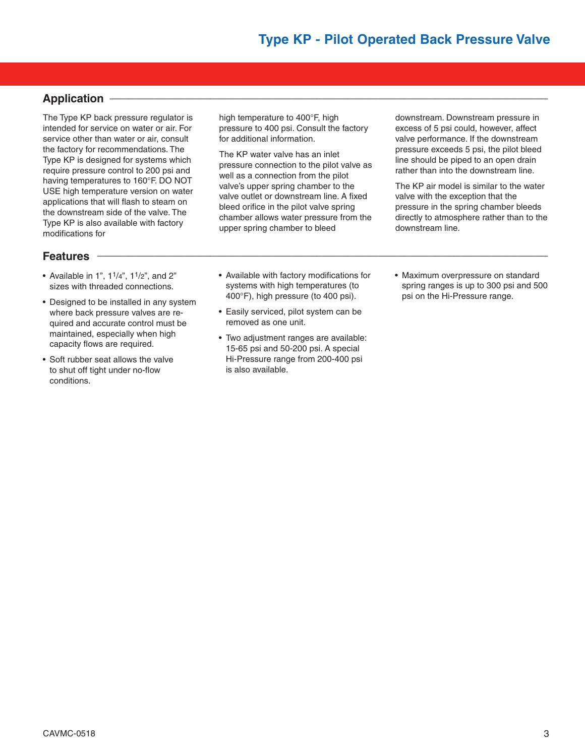# Type KP - Pilot Operated Back Pressure Valve

## Application

The Type KP back pressure regulator is intended for service on water or air. For service other than water or air, consult the factory for recommendations. The Type KP is designed for systems which require pressure control to 200 psi and having temperatures to 160°F. DO NOT USE high temperature version on water applications that will flash to steam on the downstream side of the valve. The Type KP is also available with factory modifications for high temperature to 400°F, high pressure to 400 psi. Consult the factory for additional information.

The KP water valve has an inlet pressure connection to the pilot valve as well as a connection from the pilot valve's upper spring chamber to the valve outlet or downstream line. A fixed bleed orifice in the pilot valve spring chamber allows water pressure from the upper spring chamber to bleed downstream. Downstream pressure in excess of 5 psi could, however, affect valve performance. If the downstream pressure exceeds 5 psi, the pilot bleed line should be piped to an open drain rather than into the downstream line.

The KP air model is similar to the water valve with the exception that the pressure in the spring chamber bleeds directly to atmosphere rather than to the downstream line.

## Features

- Available in 1", 1 1/4", 1 1/2", and 2" sizes with threaded connections.
- Designed to be installed in any system where back pressure valves are required and accurate control must be maintained, especially when high capacity flows are required.
- Soft rubber seat allows the valve to shut off tight under no-flow conditions.
- Available with factory modifications for systems with high temperatures (to 400°F), high pressure (to 400 psi).
- Easily serviced, pilot system can be removed as one unit.
- Two adjustment ranges are available: 15-65 psi and 50-200 psi. A special Hi-Pressure range from 200-400 psi is also available.
- Maximum overpressure on standard spring ranges is up to 300 psi and 500 psi on the Hi-Pressure range.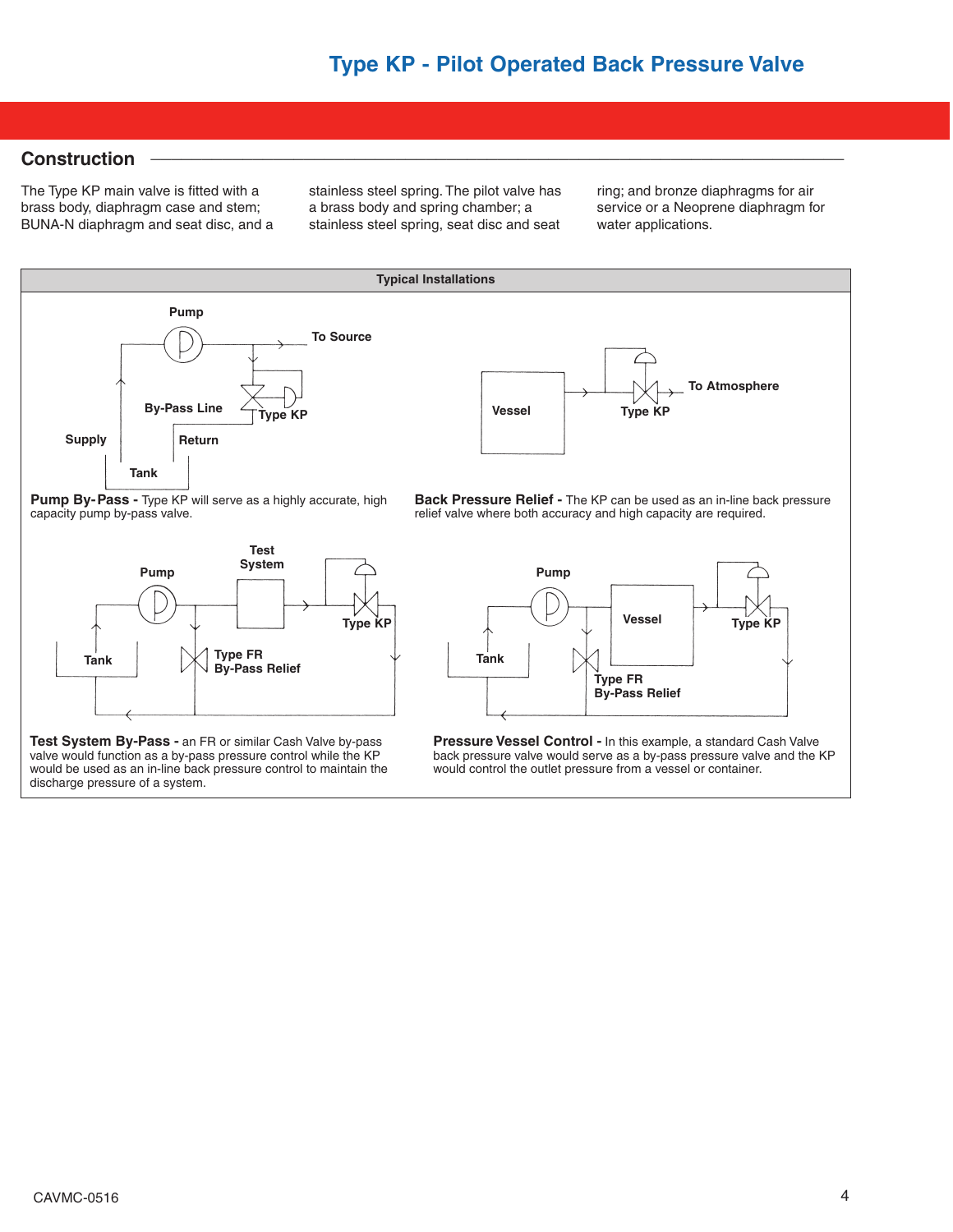## Construction

The Type KP main valve is fitted with a brass body, diaphragm case and stem; BUNA-N diaphragm and seat disc, and a stainless steel spring. The pilot valve has a brass body and spring chamber; a stainless steel spring, seat disc and seat ring; and bronze diaphragms for air service or a Neoprene diaphragm for water applications.

### Typical Installations

**Pump By-Pass -** Type KP will serve as a highly accurate, high capacity pump by-pass valve.

**Back Pressure Relief -** The KP can be used as an in-line back pressure relief valve where both accuracy and high capacity are required.

**Test System By-Pass -** an FR or similar Cash Valve by-pass valve would function as a by-pass pressure control while the KP would be used as an in-line back pressure control to maintain the discharge pressure of a system.

**Pressure Vessel Control -** In this example, a standard Cash Valve back pressure valve would serve as a by-pass pressure valve and the KP would control the outlet pressure from a vessel or container.

CAVMC-0516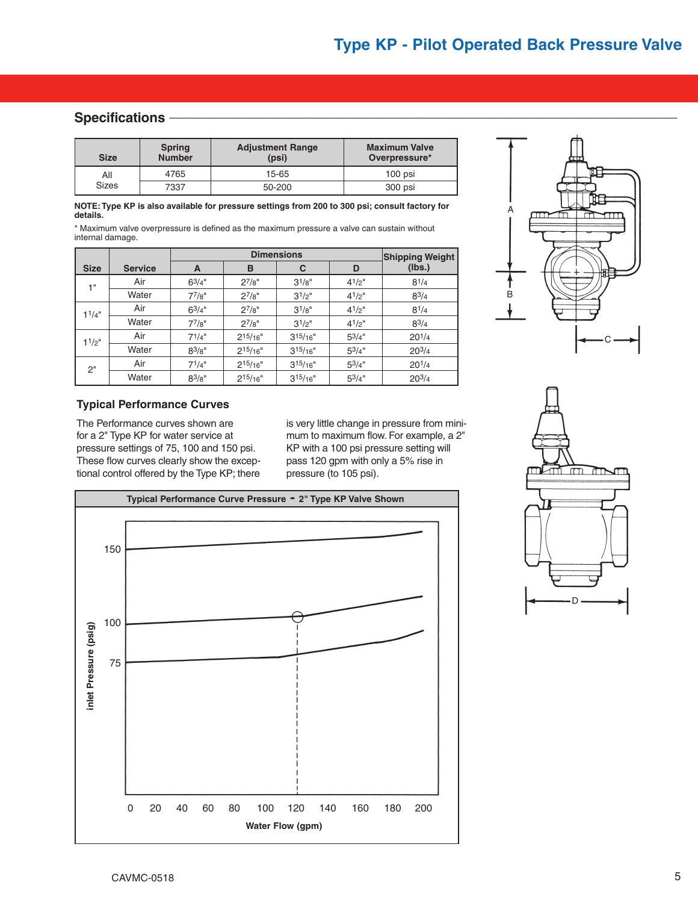# Type KP - Pilot Operated Back Pressure Valve

## Specifications

| Size | Spring Number | Adjustment Range (psi) | Maximum Valve Overpressure* |
|---|---|---|---|
| All Sizes | 4765 | 15-65 | 100 psi |
| | 7337 | 50-200 | 300 psi |

**NOTE: Type KP is also available for pressure settings from 200 to 300 psi; consult factory for details.**

* Maximum valve overpressure is defined as the maximum pressure a valve can sustain without internal damage.

| Size | Service | Dimensions | | | | Shipping Weight (lbs.) |
|---|---|---|---|---|---|---|
| | | A | B | C | D | |
| 1" | Air | 6 3/4" | 2 7/8" | 3 1/8" | 4 1/2" | 8 1/4 |
| | Water | 7 7/8" | 2 7/8" | 3 1/2" | 4 1/2" | 8 3/4 |
| 1 1/4" | Air | 6 3/4" | 2 7/8" | 3 1/8" | 4 1/2" | 8 1/4 |
| | Water | 7 7/8" | 2 7/8" | 3 1/2" | 4 1/2" | 8 3/4 |
| 1 1/2" | Air | 7 1/4" | 2 15/16" | 3 15/16" | 5 3/4" | 20 1/4 |
| | Water | 8 3/8" | 2 15/16" | 3 15/16" | 5 3/4" | 20 3/4 |
| 2" | Air | 7 1/4" | 2 15/16" | 3 15/16" | 5 3/4" | 20 1/4 |
| | Water | 8 3/8" | 2 15/16" | 3 15/16" | 5 3/4" | 20 3/4 |

## Typical Performance Curves

The Performance curves shown are for a 2" Type KP for water service at pressure settings of 75, 100 and 150 psi. These flow curves clearly show the exceptional control offered by the Type KP; there is very little change in pressure from minimum to maximum flow. For example, a 2" KP with a 100 psi pressure setting will pass 120 gpm with only a 5% rise in pressure (to 105 psi).

**Typical Performance Curve Pressure - 2" Type KP Valve Shown**

CAVMC-0518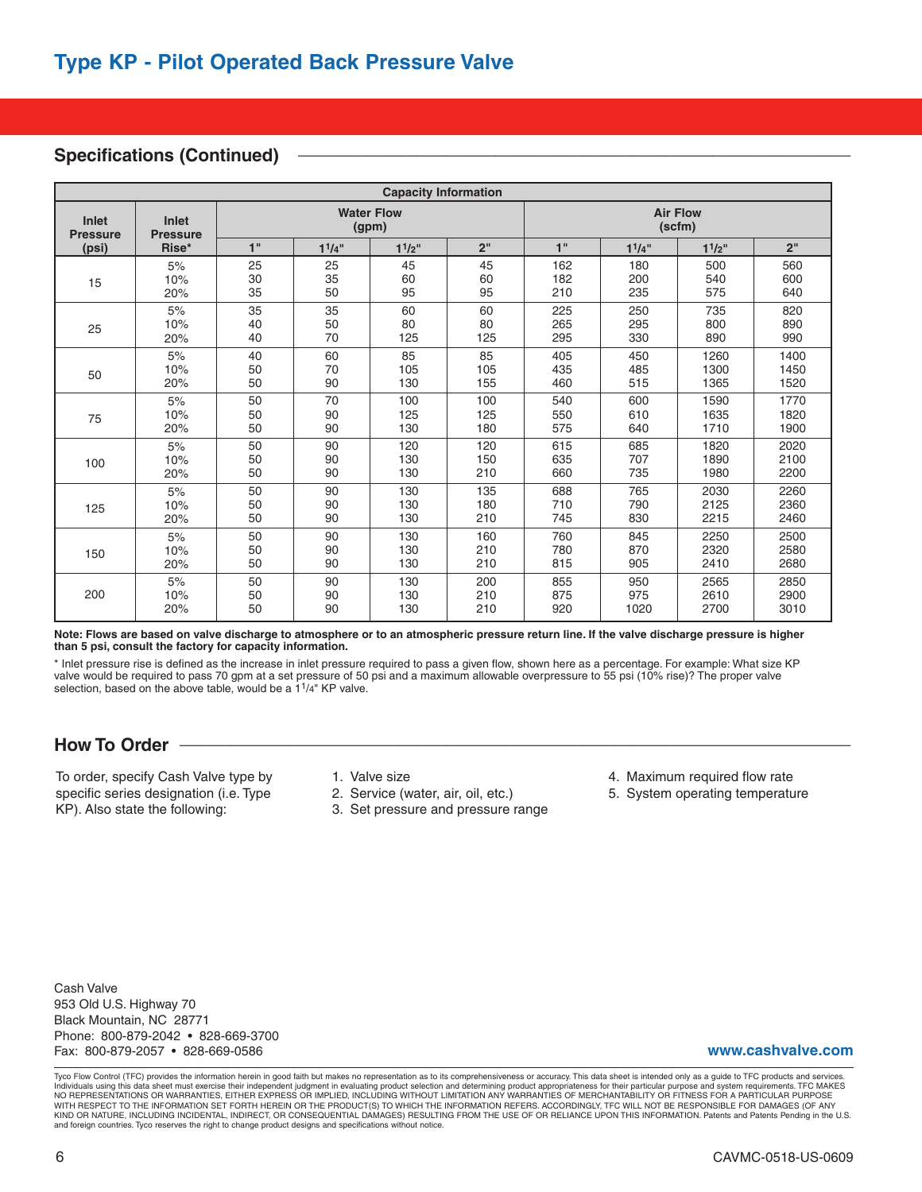# Type KP - Pilot Operated Back Pressure Valve

## Specifications (Continued)

| Capacity Information | | | | | | | | | |
|---|---|---|---|---|---|---|---|---|---|
| Inlet Pressure (psi) | Inlet Pressure Rise* | Water Flow (gpm) | | | | Air Flow (scfm) | | | |
| | | 1" | 1 1/4" | 1 1/2" | 2" | 1" | 1 1/4" | 1 1/2" | 2" |
| 15 | 5% | 25 | 25 | 45 | 45 | 162 | 180 | 500 | 560 |
| | 10% | 30 | 35 | 60 | 60 | 182 | 200 | 540 | 600 |
| | 20% | 35 | 50 | 95 | 95 | 210 | 235 | 575 | 640 |
| 25 | 5% | 35 | 35 | 60 | 60 | 225 | 250 | 735 | 820 |
| | 10% | 40 | 50 | 80 | 80 | 265 | 295 | 800 | 890 |
| | 20% | 40 | 70 | 125 | 125 | 295 | 330 | 890 | 990 |
| 50 | 5% | 40 | 60 | 85 | 85 | 405 | 450 | 1260 | 1400 |
| | 10% | 50 | 70 | 105 | 105 | 435 | 485 | 1300 | 1450 |
| | 20% | 50 | 90 | 130 | 155 | 460 | 515 | 1365 | 1520 |
| 75 | 5% | 50 | 70 | 100 | 100 | 540 | 600 | 1590 | 1770 |
| | 10% | 50 | 90 | 125 | 125 | 550 | 610 | 1635 | 1820 |
| | 20% | 50 | 90 | 130 | 180 | 575 | 640 | 1710 | 1900 |
| 100 | 5% | 50 | 90 | 120 | 120 | 615 | 685 | 1820 | 2020 |
| | 10% | 50 | 90 | 130 | 150 | 635 | 707 | 1890 | 2100 |
| | 20% | 50 | 90 | 130 | 210 | 660 | 735 | 1980 | 2200 |
| 125 | 5% | 50 | 90 | 130 | 135 | 688 | 765 | 2030 | 2260 |
| | 10% | 50 | 90 | 130 | 180 | 710 | 790 | 2125 | 2360 |
| | 20% | 50 | 90 | 130 | 210 | 745 | 830 | 2215 | 2460 |
| 150 | 5% | 50 | 90 | 130 | 160 | 760 | 845 | 2250 | 2500 |
| | 10% | 50 | 90 | 130 | 210 | 780 | 870 | 2320 | 2580 |
| | 20% | 50 | 90 | 130 | 210 | 815 | 905 | 2410 | 2680 |
| 200 | 5% | 50 | 90 | 130 | 200 | 855 | 950 | 2565 | 2850 |
| | 10% | 50 | 90 | 130 | 210 | 875 | 975 | 2610 | 2900 |
| | 20% | 50 | 90 | 130 | 210 | 920 | 1020 | 2700 | 3010 |

**Note: Flows are based on valve discharge to atmosphere or to an atmospheric pressure return line. If the valve discharge pressure is higher than 5 psi, consult the factory for capacity information.**

* Inlet pressure rise is defined as the increase in inlet pressure required to pass a given flow, shown here as a percentage. For example: What size KP valve would be required to pass 70 gpm at a set pressure of 50 psi and a maximum allowable overpressure to 55 psi (10% rise)? The proper valve selection, based on the above table, would be a 1 1/4" KP valve.

## How To Order

To order, specify Cash Valve type by specific series designation (i.e. Type KP). Also state the following:

1. Valve size
2. Service (water, air, oil, etc.)
3. Set pressure and pressure range
4. Maximum required flow rate
5. System operating temperature

Cash Valve
953 Old U.S. Highway 70
Black Mountain, NC 28771
Phone: 800-879-2042 • 828-669-3700
Fax: 800-879-2057 • 828-669-0586

**www.cashvalve.com**

Tyco Flow Control (TFC) provides the information herein in good faith but makes no representation as to its comprehensiveness or accuracy. This data sheet is intended only as a guide to TFC products and services. Individuals using this data sheet must exercise their independent judgment in evaluating product selection and determining product appropriateness for their particular purpose and system requirements. TFC MAKES NO REPRESENTATIONS OR WARRANTIES, EITHER EXPRESS OR IMPLIED, INCLUDING WITHOUT LIMITATION ANY WARRANTIES OF MERCHANTABILITY OR FITNESS FOR A PARTICULAR PURPOSE WITH RESPECT TO THE INFORMATION SET FORTH HEREIN OR THE PRODUCT(S) TO WHICH THE INFORMATION REFERS. ACCORDINGLY, TFC WILL NOT BE RESPONSIBLE FOR DAMAGES (OF ANY KIND OR NATURE, INCLUDING INCIDENTAL, INDIRECT, OR CONSEQUENTIAL DAMAGES) RESULTING FROM THE USE OF OR RELIANCE UPON THIS INFORMATION. Patents and Patents Pending in the U.S. and foreign countries. Tyco reserves the right to change product designs and specifications without notice.

CAVMC-0518-US-0609